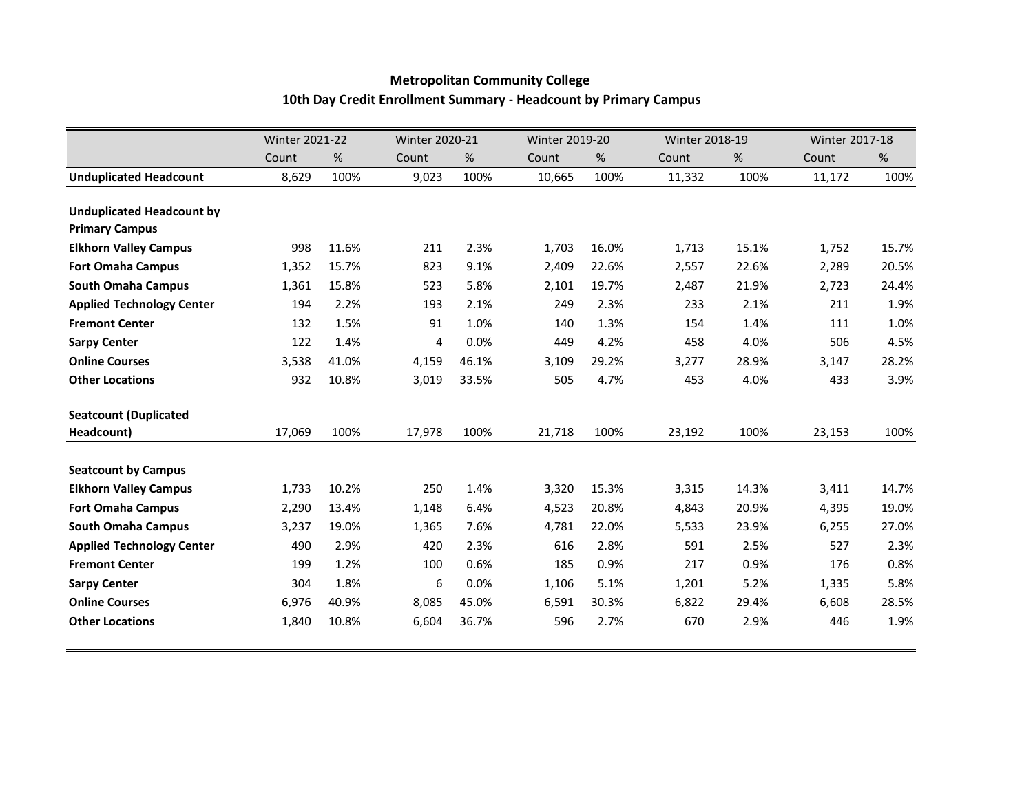## Metropolitan Community College

### 10th Day Credit Enrollment Summary - Headcount by Primary Campus

| | Winter 2021-22 | | Winter 2020-21 | | Winter 2019-20 | | Winter 2018-19 | | Winter 2017-18 | |
|---|---|---|---|---|---|---|---|---|---|---|
| | Count | % | Count | % | Count | % | Count | % | Count | % |
| **Unduplicated Headcount** | 8,629 | 100% | 9,023 | 100% | 10,665 | 100% | 11,332 | 100% | 11,172 | 100% |
| **Unduplicated Headcount by Primary Campus** | | | | | | | | | | |
| **Elkhorn Valley Campus** | 998 | 11.6% | 211 | 2.3% | 1,703 | 16.0% | 1,713 | 15.1% | 1,752 | 15.7% |
| **Fort Omaha Campus** | 1,352 | 15.7% | 823 | 9.1% | 2,409 | 22.6% | 2,557 | 22.6% | 2,289 | 20.5% |
| **South Omaha Campus** | 1,361 | 15.8% | 523 | 5.8% | 2,101 | 19.7% | 2,487 | 21.9% | 2,723 | 24.4% |
| **Applied Technology Center** | 194 | 2.2% | 193 | 2.1% | 249 | 2.3% | 233 | 2.1% | 211 | 1.9% |
| **Fremont Center** | 132 | 1.5% | 91 | 1.0% | 140 | 1.3% | 154 | 1.4% | 111 | 1.0% |
| **Sarpy Center** | 122 | 1.4% | 4 | 0.0% | 449 | 4.2% | 458 | 4.0% | 506 | 4.5% |
| **Online Courses** | 3,538 | 41.0% | 4,159 | 46.1% | 3,109 | 29.2% | 3,277 | 28.9% | 3,147 | 28.2% |
| **Other Locations** | 932 | 10.8% | 3,019 | 33.5% | 505 | 4.7% | 453 | 4.0% | 433 | 3.9% |
| **Seatcount (Duplicated Headcount)** | 17,069 | 100% | 17,978 | 100% | 21,718 | 100% | 23,192 | 100% | 23,153 | 100% |
| **Seatcount by Campus** | | | | | | | | | | |
| **Elkhorn Valley Campus** | 1,733 | 10.2% | 250 | 1.4% | 3,320 | 15.3% | 3,315 | 14.3% | 3,411 | 14.7% |
| **Fort Omaha Campus** | 2,290 | 13.4% | 1,148 | 6.4% | 4,523 | 20.8% | 4,843 | 20.9% | 4,395 | 19.0% |
| **South Omaha Campus** | 3,237 | 19.0% | 1,365 | 7.6% | 4,781 | 22.0% | 5,533 | 23.9% | 6,255 | 27.0% |
| **Applied Technology Center** | 490 | 2.9% | 420 | 2.3% | 616 | 2.8% | 591 | 2.5% | 527 | 2.3% |
| **Fremont Center** | 199 | 1.2% | 100 | 0.6% | 185 | 0.9% | 217 | 0.9% | 176 | 0.8% |
| **Sarpy Center** | 304 | 1.8% | 6 | 0.0% | 1,106 | 5.1% | 1,201 | 5.2% | 1,335 | 5.8% |
| **Online Courses** | 6,976 | 40.9% | 8,085 | 45.0% | 6,591 | 30.3% | 6,822 | 29.4% | 6,608 | 28.5% |
| **Other Locations** | 1,840 | 10.8% | 6,604 | 36.7% | 596 | 2.7% | 670 | 2.9% | 446 | 1.9% |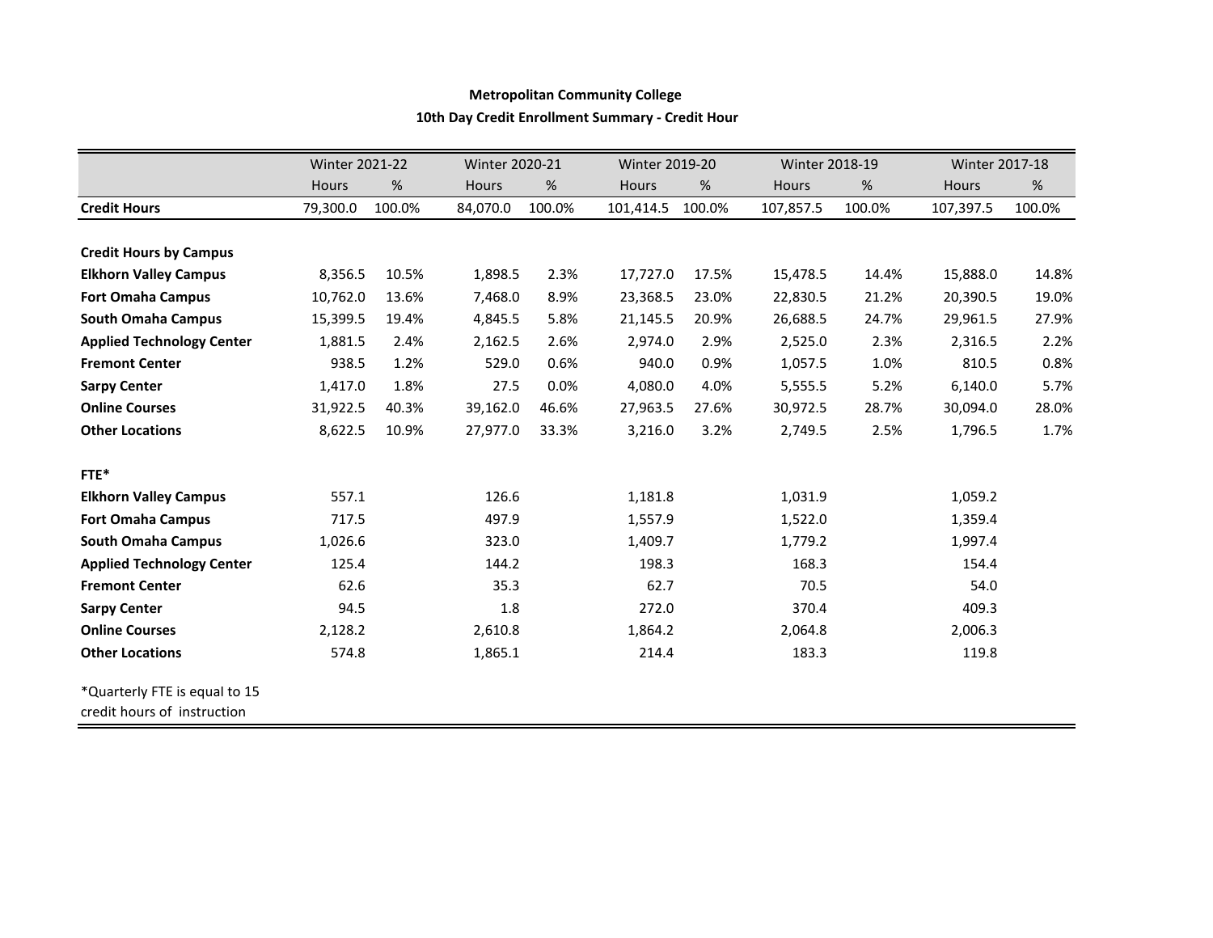**Metropolitan Community College**

**10th Day Credit Enrollment Summary - Credit Hour**

| | Winter 2021-22 | | Winter 2020-21 | | Winter 2019-20 | | Winter 2018-19 | | Winter 2017-18 | |
|---|---|---|---|---|---|---|---|---|---|---|
| | Hours | % | Hours | % | Hours | % | Hours | % | Hours | % |
| **Credit Hours** | 79,300.0 | 100.0% | 84,070.0 | 100.0% | 101,414.5 | 100.0% | 107,857.5 | 100.0% | 107,397.5 | 100.0% |
| | | | | | | | | | | |
| **Credit Hours by Campus** | | | | | | | | | | |
| **Elkhorn Valley Campus** | 8,356.5 | 10.5% | 1,898.5 | 2.3% | 17,727.0 | 17.5% | 15,478.5 | 14.4% | 15,888.0 | 14.8% |
| **Fort Omaha Campus** | 10,762.0 | 13.6% | 7,468.0 | 8.9% | 23,368.5 | 23.0% | 22,830.5 | 21.2% | 20,390.5 | 19.0% |
| **South Omaha Campus** | 15,399.5 | 19.4% | 4,845.5 | 5.8% | 21,145.5 | 20.9% | 26,688.5 | 24.7% | 29,961.5 | 27.9% |
| **Applied Technology Center** | 1,881.5 | 2.4% | 2,162.5 | 2.6% | 2,974.0 | 2.9% | 2,525.0 | 2.3% | 2,316.5 | 2.2% |
| **Fremont Center** | 938.5 | 1.2% | 529.0 | 0.6% | 940.0 | 0.9% | 1,057.5 | 1.0% | 810.5 | 0.8% |
| **Sarpy Center** | 1,417.0 | 1.8% | 27.5 | 0.0% | 4,080.0 | 4.0% | 5,555.5 | 5.2% | 6,140.0 | 5.7% |
| **Online Courses** | 31,922.5 | 40.3% | 39,162.0 | 46.6% | 27,963.5 | 27.6% | 30,972.5 | 28.7% | 30,094.0 | 28.0% |
| **Other Locations** | 8,622.5 | 10.9% | 27,977.0 | 33.3% | 3,216.0 | 3.2% | 2,749.5 | 2.5% | 1,796.5 | 1.7% |
| | | | | | | | | | | |
| **FTE*** | | | | | | | | | | |
| **Elkhorn Valley Campus** | 557.1 | | 126.6 | | 1,181.8 | | 1,031.9 | | 1,059.2 | |
| **Fort Omaha Campus** | 717.5 | | 497.9 | | 1,557.9 | | 1,522.0 | | 1,359.4 | |
| **South Omaha Campus** | 1,026.6 | | 323.0 | | 1,409.7 | | 1,779.2 | | 1,997.4 | |
| **Applied Technology Center** | 125.4 | | 144.2 | | 198.3 | | 168.3 | | 154.4 | |
| **Fremont Center** | 62.6 | | 35.3 | | 62.7 | | 70.5 | | 54.0 | |
| **Sarpy Center** | 94.5 | | 1.8 | | 272.0 | | 370.4 | | 409.3 | |
| **Online Courses** | 2,128.2 | | 2,610.8 | | 1,864.2 | | 2,064.8 | | 2,006.3 | |
| **Other Locations** | 574.8 | | 1,865.1 | | 214.4 | | 183.3 | | 119.8 | |

*Quarterly FTE is equal to 15 credit hours of instruction